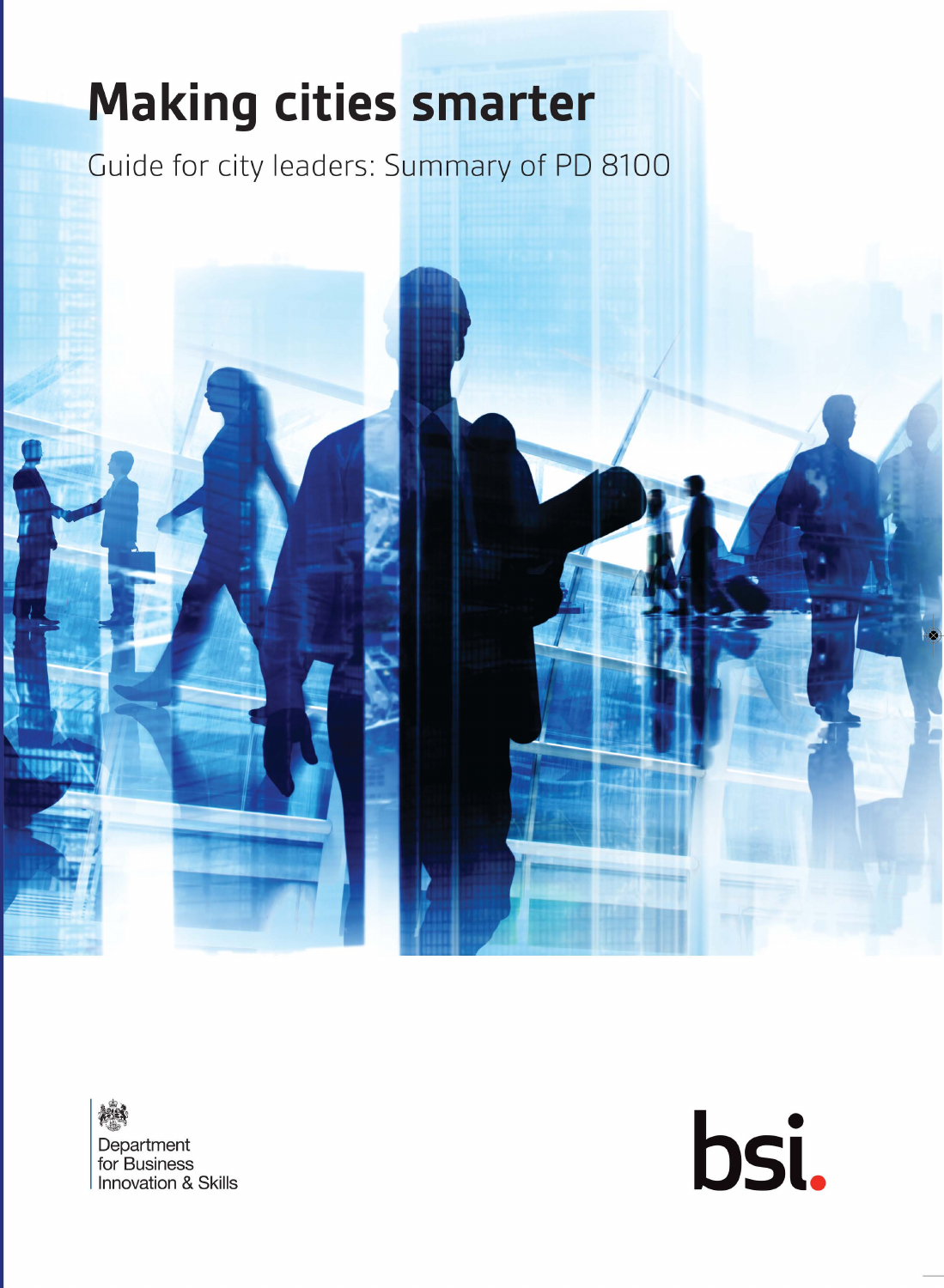# Making cities smarter

Guide for city leaders: Summary of PD 8100

Department for Business Innovation & Skills

bsi.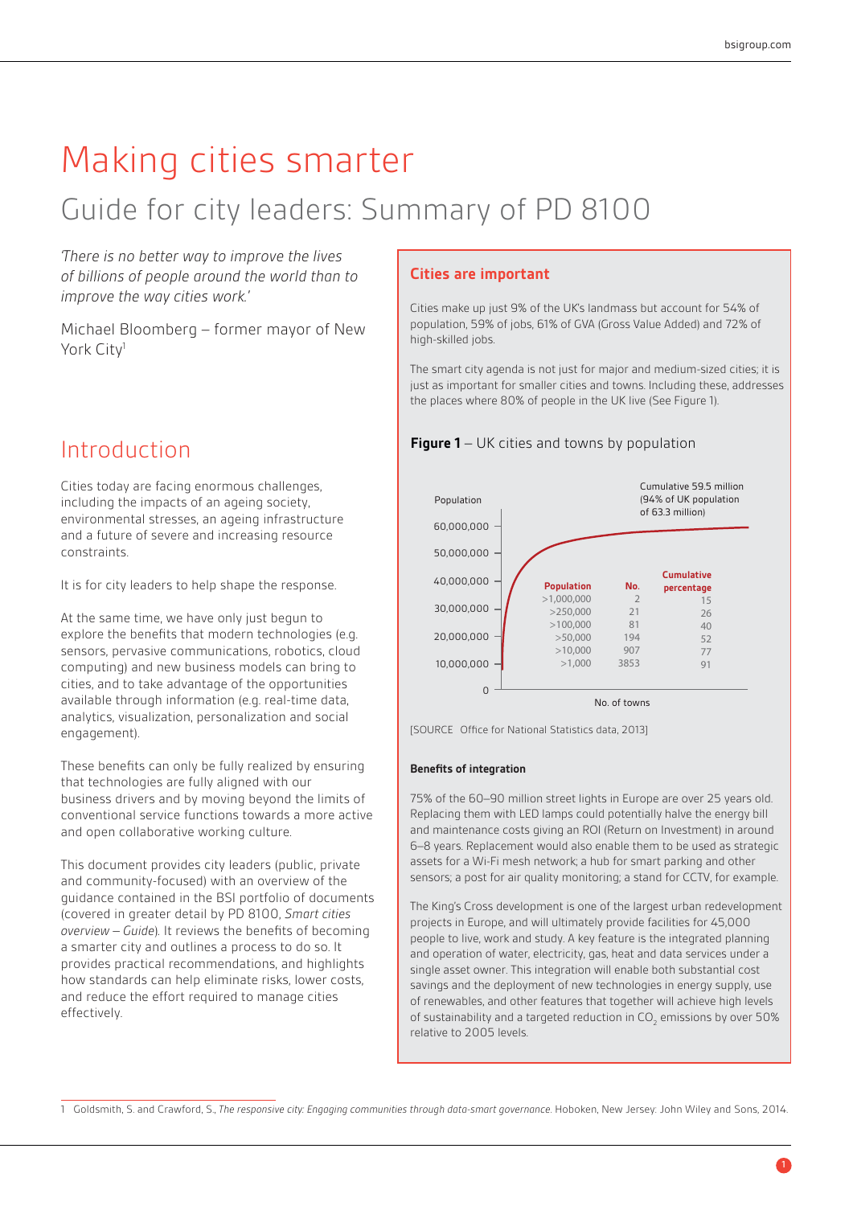# Making cities smarter

## Guide for city leaders: Summary of PD 8100

*'There is no better way to improve the lives of billions of people around the world than to improve the way cities work.'*

Michael Bloomberg – former mayor of New York City[1]

## Introduction

Cities today are facing enormous challenges, including the impacts of an ageing society, environmental stresses, an ageing infrastructure and a future of severe and increasing resource constraints.

It is for city leaders to help shape the response.

At the same time, we have only just begun to explore the benefits that modern technologies (e.g. sensors, pervasive communications, robotics, cloud computing) and new business models can bring to cities, and to take advantage of the opportunities available through information (e.g. real-time data, analytics, visualization, personalization and social engagement).

These benefits can only be fully realized by ensuring that technologies are fully aligned with our business drivers and by moving beyond the limits of conventional service functions towards a more active and open collaborative working culture.

This document provides city leaders (public, private and community-focused) with an overview of the guidance contained in the BSI portfolio of documents (covered in greater detail by PD 8100, *Smart cities overview – Guide*). It reviews the benefits of becoming a smarter city and outlines a process to do so. It provides practical recommendations, and highlights how standards can help eliminate risks, lower costs, and reduce the effort required to manage cities effectively.

### Cities are important

Cities make up just 9% of the UK's landmass but account for 54% of population, 59% of jobs, 61% of GVA (Gross Value Added) and 72% of high-skilled jobs.

The smart city agenda is not just for major and medium-sized cities; it is just as important for smaller cities and towns. Including these, addresses the places where 80% of people in the UK live (See Figure 1).

**Figure 1** – UK cities and towns by population

Population (y-axis: 0 – 60,000,000); No. of towns (x-axis)

Cumulative 59.5 million (94% of UK population of 63.3 million)

| Population | No. | Cumulative percentage |
|---|---|---|
| >1,000,000 | 2 | 15 |
| >250,000 | 21 | 26 |
| >100,000 | 81 | 40 |
| >50,000 | 194 | 52 |
| >10,000 | 907 | 77 |
| >1,000 | 3853 | 91 |

[SOURCE Office for National Statistics data, 2013]

#### Benefits of integration

75% of the 60–90 million street lights in Europe are over 25 years old. Replacing them with LED lamps could potentially halve the energy bill and maintenance costs giving an ROI (Return on Investment) in around 6–8 years. Replacement would also enable them to be used as strategic assets for a Wi-Fi mesh network; a hub for smart parking and other sensors; a post for air quality monitoring; a stand for CCTV, for example.

The King's Cross development is one of the largest urban redevelopment projects in Europe, and will ultimately provide facilities for 45,000 people to live, work and study. A key feature is the integrated planning and operation of water, electricity, gas, heat and data services under a single asset owner. This integration will enable both substantial cost savings and the deployment of new technologies in energy supply, use of renewables, and other features that together will achieve high levels of sustainability and a targeted reduction in $CO_2$ emissions by over 50% relative to 2005 levels.

---

1 Goldsmith, S. and Crawford, S., *The responsive city: Engaging communities through data-smart governance*. Hoboken, New Jersey: John Wiley and Sons, 2014.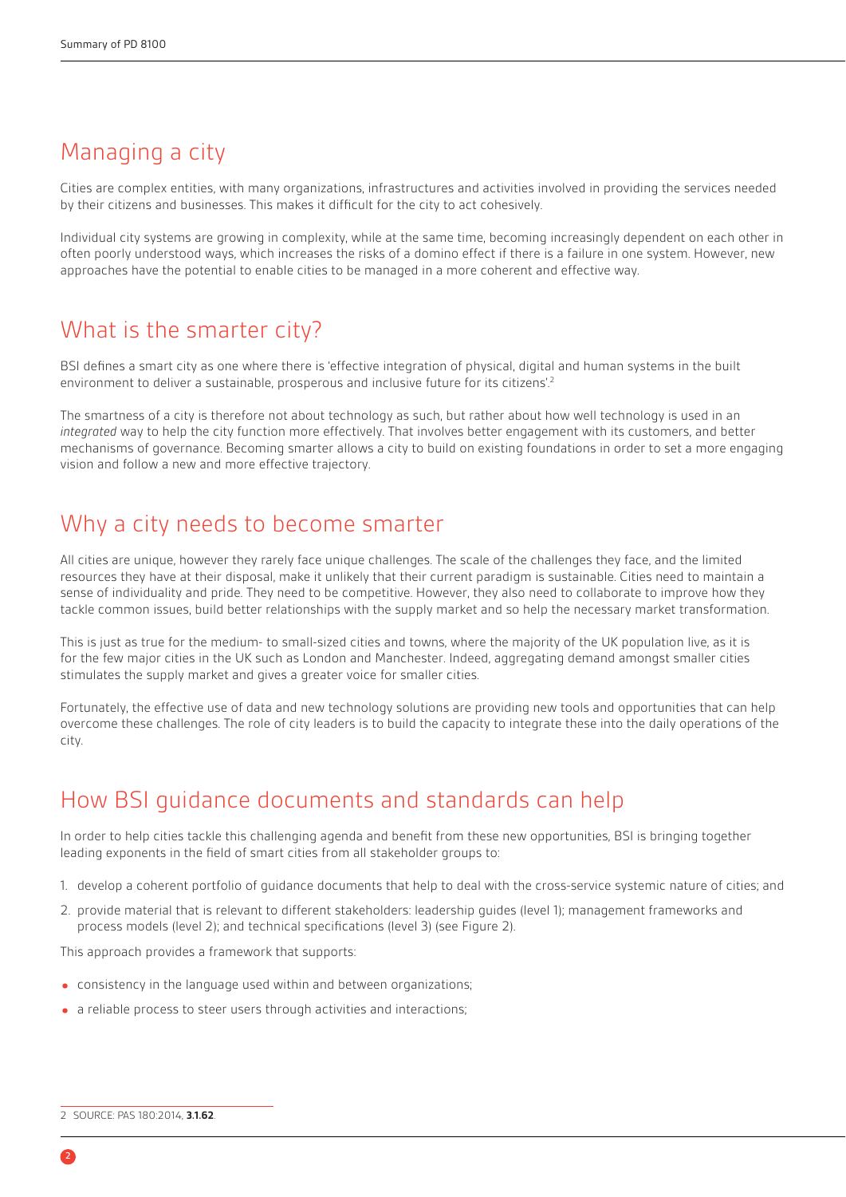## Managing a city

Cities are complex entities, with many organizations, infrastructures and activities involved in providing the services needed by their citizens and businesses. This makes it difficult for the city to act cohesively.

Individual city systems are growing in complexity, while at the same time, becoming increasingly dependent on each other in often poorly understood ways, which increases the risks of a domino effect if there is a failure in one system. However, new approaches have the potential to enable cities to be managed in a more coherent and effective way.

## What is the smarter city?

BSI defines a smart city as one where there is 'effective integration of physical, digital and human systems in the built environment to deliver a sustainable, prosperous and inclusive future for its citizens'.[2]

The smartness of a city is therefore not about technology as such, but rather about how well technology is used in an *integrated* way to help the city function more effectively. That involves better engagement with its customers, and better mechanisms of governance. Becoming smarter allows a city to build on existing foundations in order to set a more engaging vision and follow a new and more effective trajectory.

## Why a city needs to become smarter

All cities are unique, however they rarely face unique challenges. The scale of the challenges they face, and the limited resources they have at their disposal, make it unlikely that their current paradigm is sustainable. Cities need to maintain a sense of individuality and pride. They need to be competitive. However, they also need to collaborate to improve how they tackle common issues, build better relationships with the supply market and so help the necessary market transformation.

This is just as true for the medium- to small-sized cities and towns, where the majority of the UK population live, as it is for the few major cities in the UK such as London and Manchester. Indeed, aggregating demand amongst smaller cities stimulates the supply market and gives a greater voice for smaller cities.

Fortunately, the effective use of data and new technology solutions are providing new tools and opportunities that can help overcome these challenges. The role of city leaders is to build the capacity to integrate these into the daily operations of the city.

## How BSI guidance documents and standards can help

In order to help cities tackle this challenging agenda and benefit from these new opportunities, BSI is bringing together leading exponents in the field of smart cities from all stakeholder groups to:

1. develop a coherent portfolio of guidance documents that help to deal with the cross-service systemic nature of cities; and
2. provide material that is relevant to different stakeholders: leadership guides (level 1); management frameworks and process models (level 2); and technical specifications (level 3) (see Figure 2).

This approach provides a framework that supports:

- consistency in the language used within and between organizations;
- a reliable process to steer users through activities and interactions;

---

2 SOURCE: PAS 180:2014, **3.1.62**.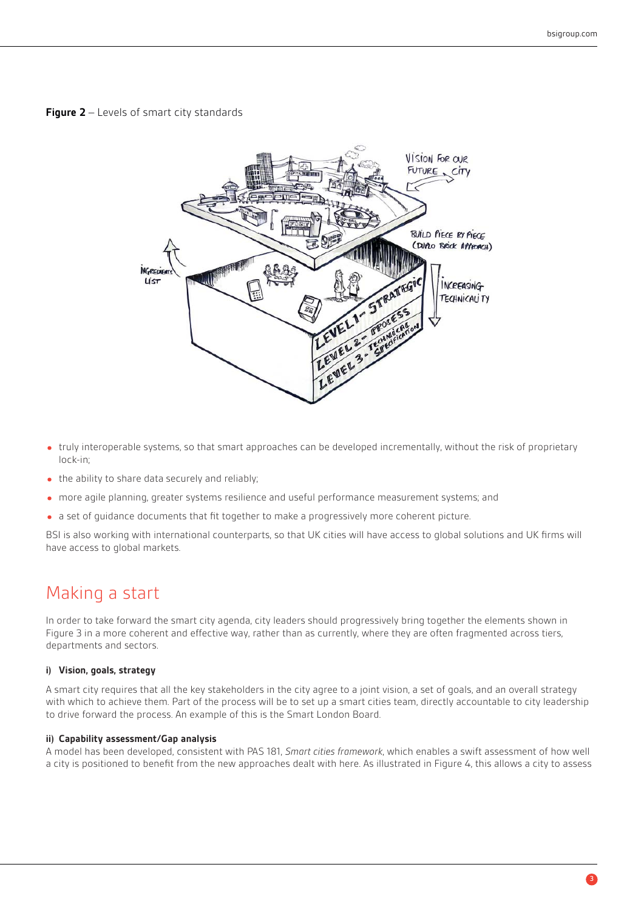**Figure 2** – Levels of smart city standards

- truly interoperable systems, so that smart approaches can be developed incrementally, without the risk of proprietary lock-in;
- the ability to share data securely and reliably;
- more agile planning, greater systems resilience and useful performance measurement systems; and
- a set of guidance documents that fit together to make a progressively more coherent picture.

BSI is also working with international counterparts, so that UK cities will have access to global solutions and UK firms will have access to global markets.

## Making a start

In order to take forward the smart city agenda, city leaders should progressively bring together the elements shown in Figure 3 in a more coherent and effective way, rather than as currently, where they are often fragmented across tiers, departments and sectors.

#### i) Vision, goals, strategy

A smart city requires that all the key stakeholders in the city agree to a joint vision, a set of goals, and an overall strategy with which to achieve them. Part of the process will be to set up a smart cities team, directly accountable to city leadership to drive forward the process. An example of this is the Smart London Board.

#### ii) Capability assessment/Gap analysis

A model has been developed, consistent with PAS 181, *Smart cities framework*, which enables a swift assessment of how well a city is positioned to benefit from the new approaches dealt with here. As illustrated in Figure 4, this allows a city to assess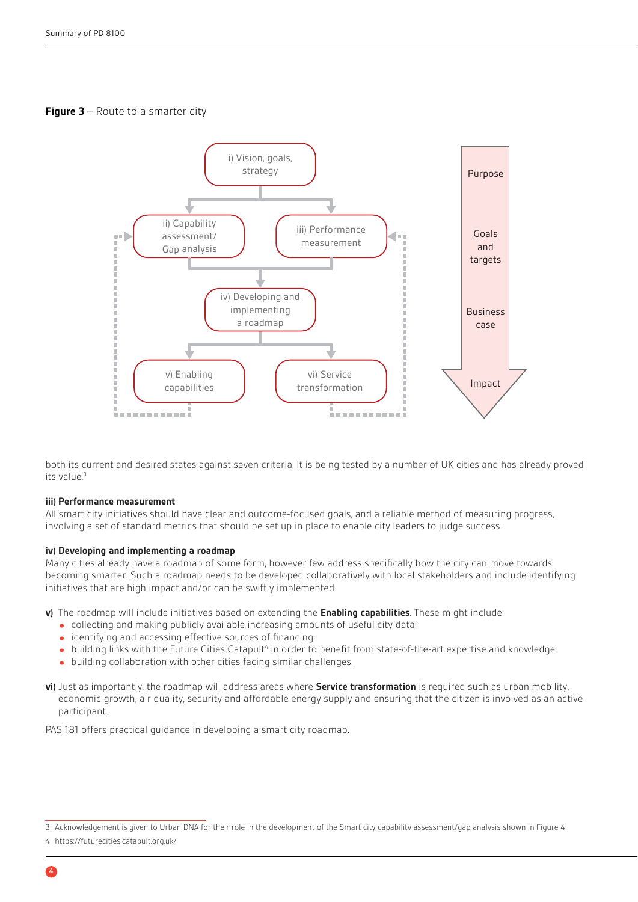**Figure 3** – Route to a smarter city

i) Vision, goals, strategy

ii) Capability assessment/ Gap analysis

iii) Performance measurement

iv) Developing and implementing a roadmap

v) Enabling capabilities

vi) Service transformation

Purpose

Goals and targets

Business case

Impact

both its current and desired states against seven criteria. It is being tested by a number of UK cities and has already proved its value.[3]

**iii) Performance measurement**

All smart city initiatives should have clear and outcome-focused goals, and a reliable method of measuring progress, involving a set of standard metrics that should be set up in place to enable city leaders to judge success.

**iv) Developing and implementing a roadmap**

Many cities already have a roadmap of some form, however few address specifically how the city can move towards becoming smarter. Such a roadmap needs to be developed collaboratively with local stakeholders and include identifying initiatives that are high impact and/or can be swiftly implemented.

**v)** The roadmap will include initiatives based on extending the **Enabling capabilities**. These might include:

- collecting and making publicly available increasing amounts of useful city data;
- identifying and accessing effective sources of financing;
- building links with the Future Cities Catapult[4] in order to benefit from state-of-the-art expertise and knowledge;
- building collaboration with other cities facing similar challenges.

**vi)** Just as importantly, the roadmap will address areas where **Service transformation** is required such as urban mobility, economic growth, air quality, security and affordable energy supply and ensuring that the citizen is involved as an active participant.

PAS 181 offers practical guidance in developing a smart city roadmap.

3 Acknowledgement is given to Urban DNA for their role in the development of the Smart city capability assessment/gap analysis shown in Figure 4.

4 https://futurecities.catapult.org.uk/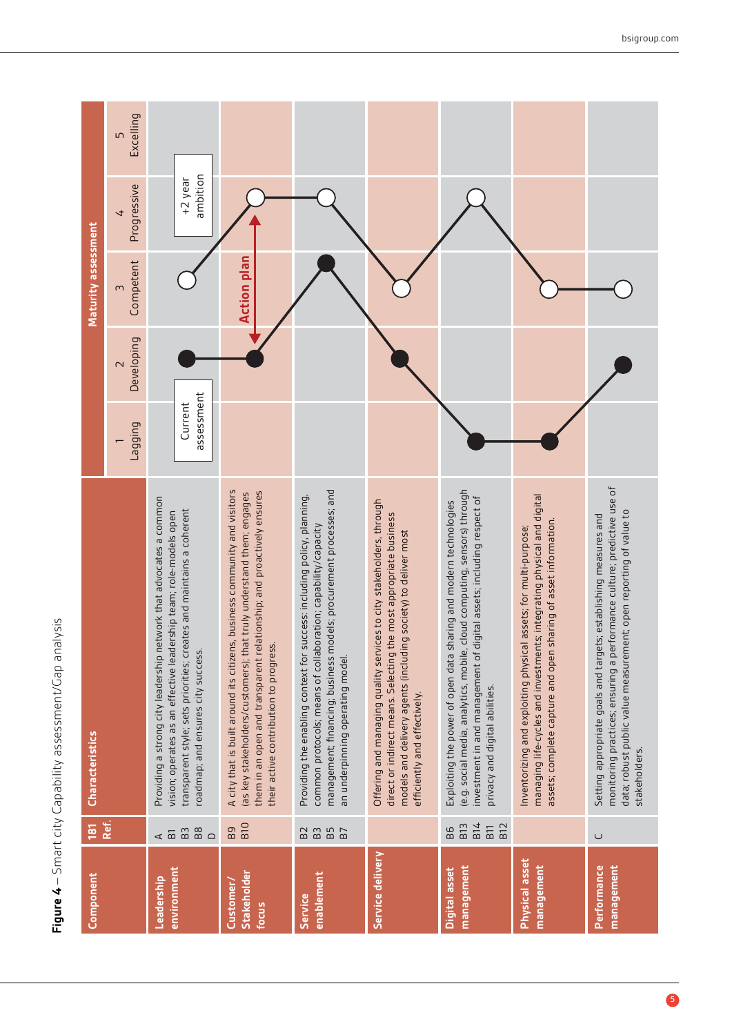**Figure 4** – Smart city Capability assessment/Gap analysis

| Component | 181 Ref. | Characteristics | Maturity assessment: Current assessment | Maturity assessment: +2 year ambition |
|---|---|---|---|---|
| **Leadership environment** | A, B1, B3, B8, D | Providing a strong city leadership network that advocates a common vision; operates as an effective leadership team; role-models open transparent style; sets priorities; creates and maintains a coherent roadmap; and ensures city success. | 2 Developing | 3 Competent |
| **Customer/ Stakeholder focus** | B9, B10 | A city that is built around its citizens, business community and visitors (as key stakeholders/customers); that truly understand them; engages them in an open and transparent relationship; and proactively ensures their active contribution to progress. | 2 Developing | 4 Progressive |
| **Service enablement** | B2, B3, B5, B7 | Providing the enabling context for success: including policy, planning, common protocols; means of collaboration; capability/capacity management; financing; business models; procurement processes; and an underpinning operating model. | 3 Competent | 4 Progressive |
| **Service delivery** | | Offering and managing quality services to city stakeholders, through direct or indirect means. Selecting the most appropriate business models and delivery agents (including society) to deliver most efficiently and effectively. | 2 Developing | 3 Competent |
| **Digital asset management** | B6, B13, B14, B11, B12 | Exploiting the power of open data sharing and modern technologies (e.g. social media, analytics, mobile, cloud computing, sensors) through investment in and management of digital assets; including respect of privacy and digital abilities. | 1 Lagging | 4 Progressive |
| **Physical asset management** | | Inventorizing and exploiting physical assets; for multi-purpose; managing life-cycles and investments; integrating physical and digital assets; complete capture and open sharing of asset information. | 1 Lagging | 3 Competent |
| **Performance management** | C | Setting appropriate goals and targets; establishing measures and monitoring practices; ensuring a performance culture; predictive use of data; robust public value measurement; open reporting of value to stakeholders. | 2 Developing | 3 Competent |

Maturity levels: 1 Lagging, 2 Developing, 3 Competent, 4 Progressive, 5 Excelling

Action plan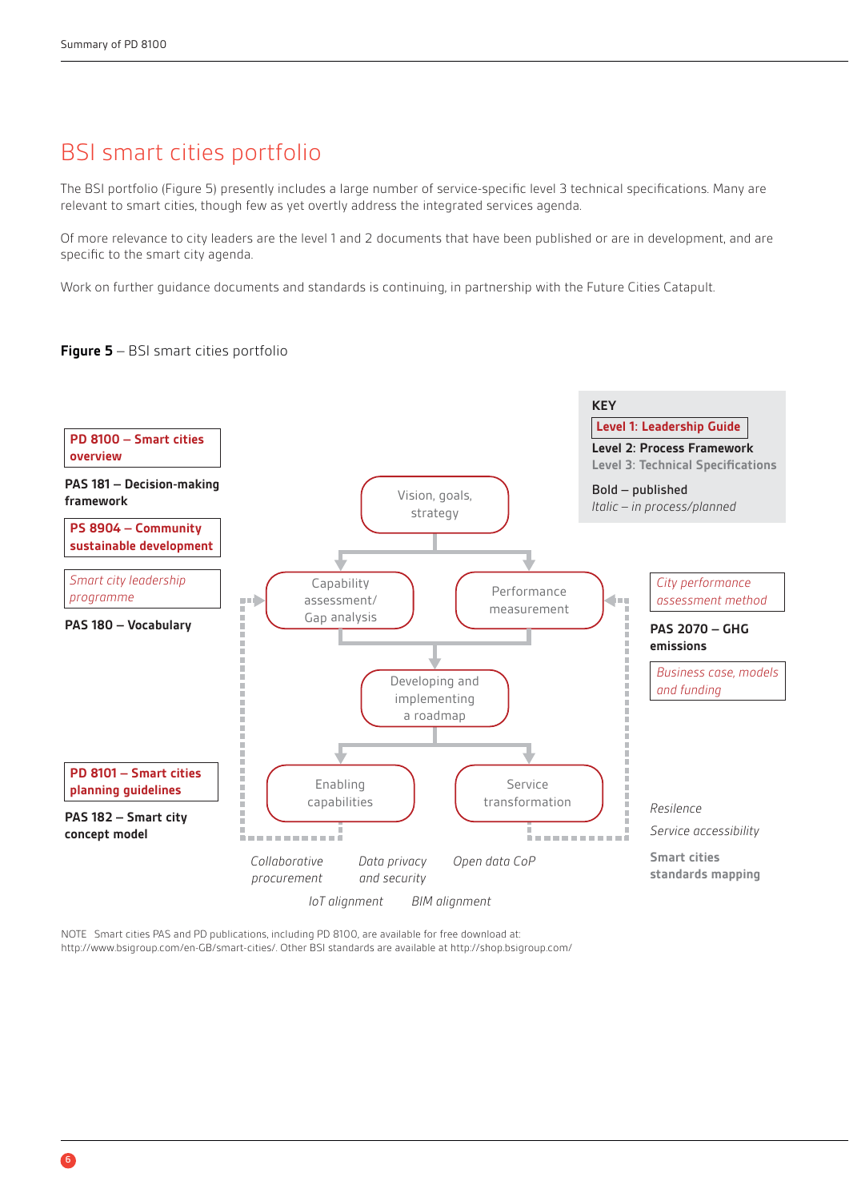# BSI smart cities portfolio

The BSI portfolio (Figure 5) presently includes a large number of service-specific level 3 technical specifications. Many are relevant to smart cities, though few as yet overtly address the integrated services agenda.

Of more relevance to city leaders are the level 1 and 2 documents that have been published or are in development, and are specific to the smart city agenda.

Work on further guidance documents and standards is continuing, in partnership with the Future Cities Catapult.

**Figure 5** – BSI smart cities portfolio

**KEY**

- Level 1: Leadership Guide
- Level 2: Process Framework
- Level 3: Technical Specifications
- Bold – published
- *Italic – in process/planned*

**PD 8100 – Smart cities overview**

**PAS 181 – Decision-making framework**

**PS 8904 – Community sustainable development**

*Smart city leadership programme*

**PAS 180 – Vocabulary**

**PD 8101 – Smart cities planning guidelines**

**PAS 182 – Smart city concept model**

Vision, goals, strategy

Capability assessment/ Gap analysis

Performance measurement

Developing and implementing a roadmap

Enabling capabilities

Service transformation

*City performance assessment method*

**PAS 2070 – GHG emissions**

*Business case, models and funding*

*Resilience*

*Service accessibility*

**Smart cities standards mapping**

*Collaborative procurement*

*Data privacy and security*

*Open data CoP*

*IoT alignment*

*BIM alignment*

NOTE Smart cities PAS and PD publications, including PD 8100, are available for free download at: http://www.bsigroup.com/en-GB/smart-cities/. Other BSI standards are available at http://shop.bsigroup.com/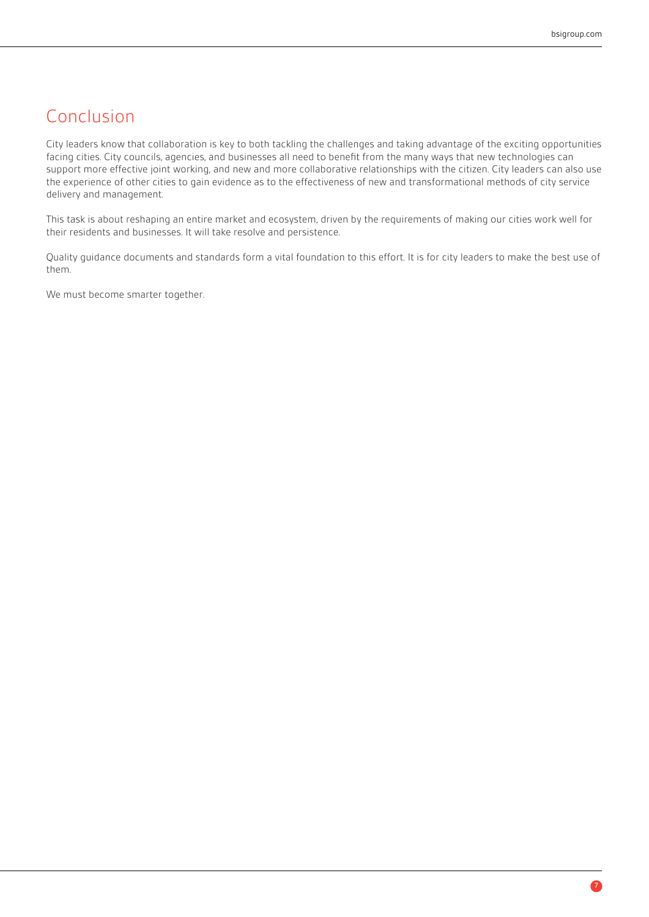## Conclusion

City leaders know that collaboration is key to both tackling the challenges and taking advantage of the exciting opportunities facing cities. City councils, agencies, and businesses all need to benefit from the many ways that new technologies can support more effective joint working, and new and more collaborative relationships with the citizen. City leaders can also use the experience of other cities to gain evidence as to the effectiveness of new and transformational methods of city service delivery and management.

This task is about reshaping an entire market and ecosystem, driven by the requirements of making our cities work well for their residents and businesses. It will take resolve and persistence.

Quality guidance documents and standards form a vital foundation to this effort. It is for city leaders to make the best use of them.

We must become smarter together.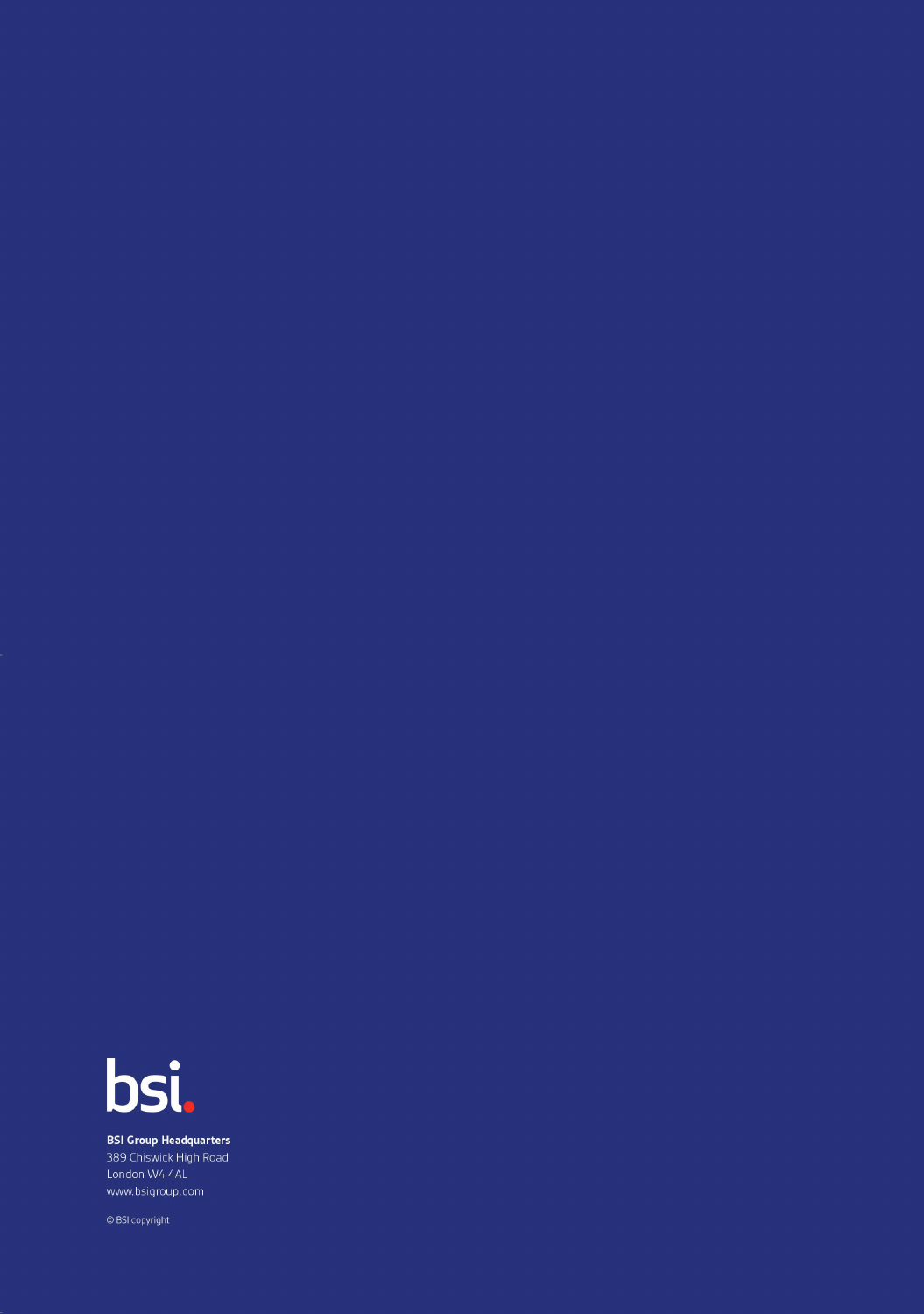bsi.

**BSI Group Headquarters**
389 Chiswick High Road
London W4 4AL
www.bsigroup.com

© BSI copyright